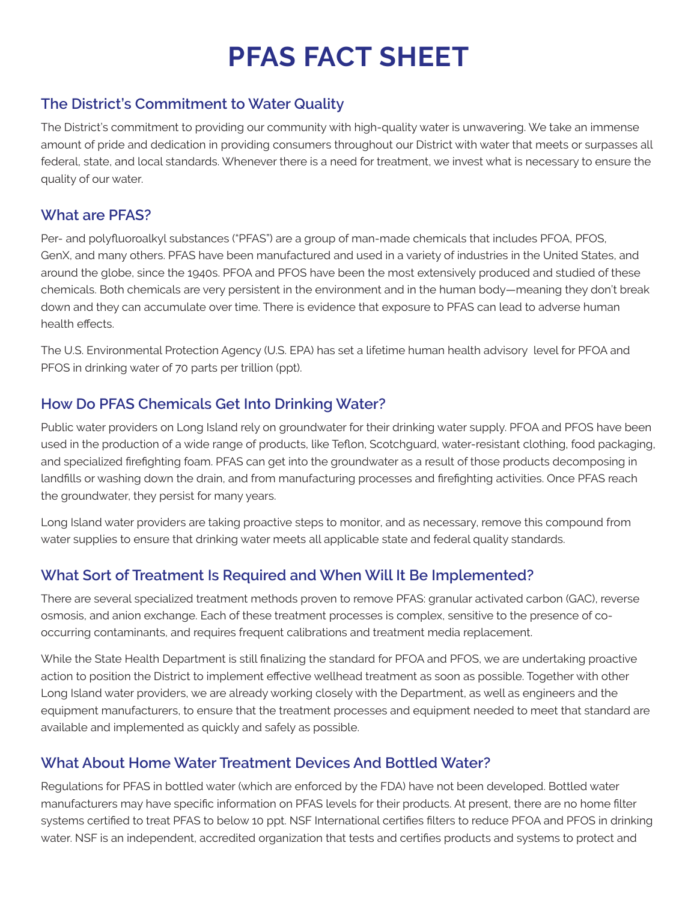# PFAS FACT SHEET

## The District's Commitment to Water Quality

The District's commitment to providing our community with high-quality water is unwavering. We take an immense amount of pride and dedication in providing consumers throughout our District with water that meets or surpasses all federal, state, and local standards. Whenever there is a need for treatment, we invest what is necessary to ensure the quality of our water.

## What are PFAS?

Per- and polyfluoroalkyl substances ("PFAS") are a group of man-made chemicals that includes PFOA, PFOS, GenX, and many others. PFAS have been manufactured and used in a variety of industries in the United States, and around the globe, since the 1940s. PFOA and PFOS have been the most extensively produced and studied of these chemicals. Both chemicals are very persistent in the environment and in the human body—meaning they don't break down and they can accumulate over time. There is evidence that exposure to PFAS can lead to adverse human health effects.

The U.S. Environmental Protection Agency (U.S. EPA) has set a lifetime human health advisory level for PFOA and PFOS in drinking water of 70 parts per trillion (ppt).

## How Do PFAS Chemicals Get Into Drinking Water?

Public water providers on Long Island rely on groundwater for their drinking water supply. PFOA and PFOS have been used in the production of a wide range of products, like Teflon, Scotchguard, water-resistant clothing, food packaging, and specialized firefighting foam. PFAS can get into the groundwater as a result of those products decomposing in landfills or washing down the drain, and from manufacturing processes and firefighting activities. Once PFAS reach the groundwater, they persist for many years.

Long Island water providers are taking proactive steps to monitor, and as necessary, remove this compound from water supplies to ensure that drinking water meets all applicable state and federal quality standards.

## What Sort of Treatment Is Required and When Will It Be Implemented?

There are several specialized treatment methods proven to remove PFAS: granular activated carbon (GAC), reverse osmosis, and anion exchange. Each of these treatment processes is complex, sensitive to the presence of co-occurring contaminants, and requires frequent calibrations and treatment media replacement.

While the State Health Department is still finalizing the standard for PFOA and PFOS, we are undertaking proactive action to position the District to implement effective wellhead treatment as soon as possible. Together with other Long Island water providers, we are already working closely with the Department, as well as engineers and the equipment manufacturers, to ensure that the treatment processes and equipment needed to meet that standard are available and implemented as quickly and safely as possible.

## What About Home Water Treatment Devices And Bottled Water?

Regulations for PFAS in bottled water (which are enforced by the FDA) have not been developed. Bottled water manufacturers may have specific information on PFAS levels for their products. At present, there are no home filter systems certified to treat PFAS to below 10 ppt. NSF International certifies filters to reduce PFOA and PFOS in drinking water. NSF is an independent, accredited organization that tests and certifies products and systems to protect and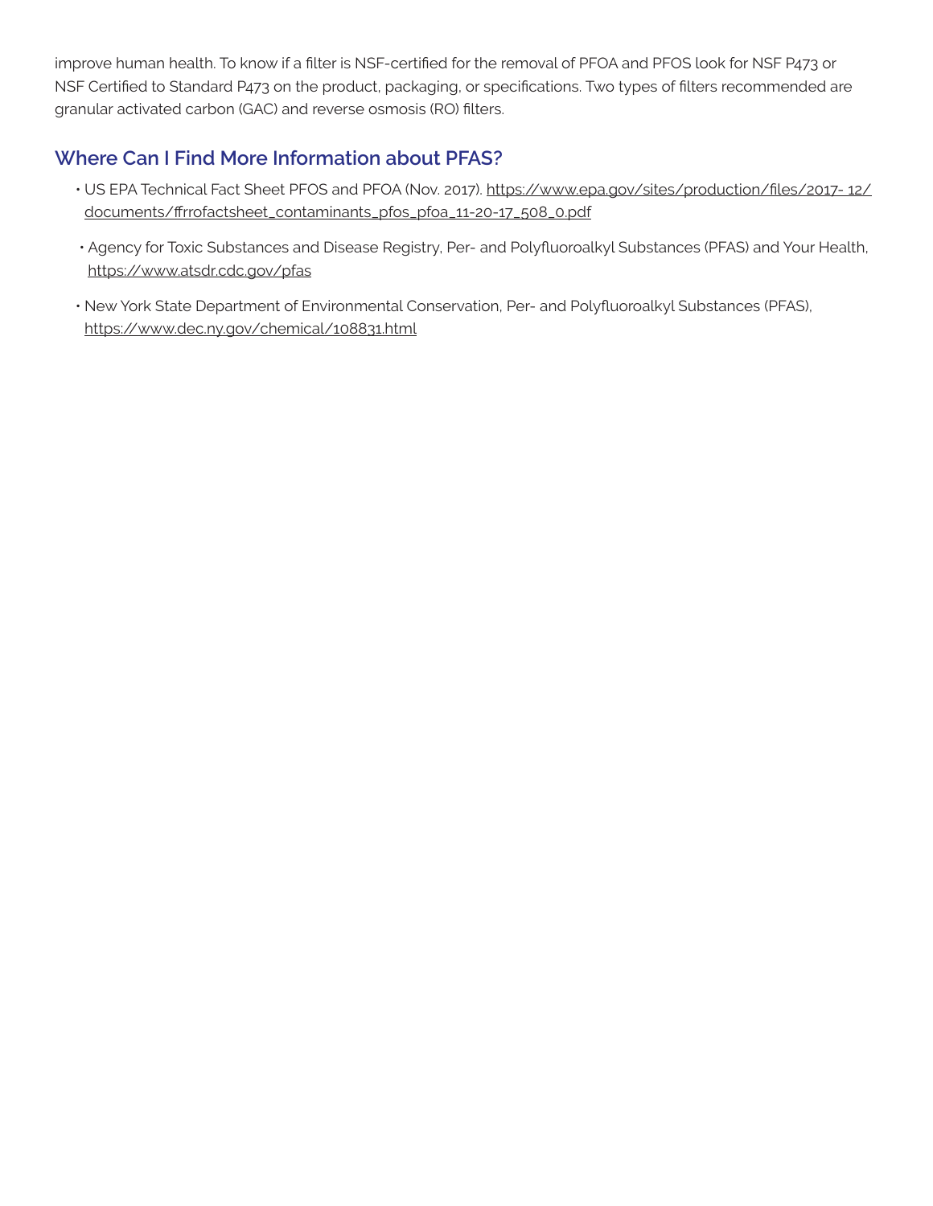improve human health. To know if a filter is NSF-certified for the removal of PFOA and PFOS look for NSF P473 or NSF Certified to Standard P473 on the product, packaging, or specifications. Two types of filters recommended are granular activated carbon (GAC) and reverse osmosis (RO) filters.

## Where Can I Find More Information about PFAS?

- US EPA Technical Fact Sheet PFOS and PFOA (Nov. 2017). https://www.epa.gov/sites/production/files/2017-12/documents/ffrrofactsheet_contaminants_pfos_pfoa_11-20-17_508_0.pdf
- Agency for Toxic Substances and Disease Registry, Per- and Polyfluoroalkyl Substances (PFAS) and Your Health, https://www.atsdr.cdc.gov/pfas
- New York State Department of Environmental Conservation, Per- and Polyfluoroalkyl Substances (PFAS), https://www.dec.ny.gov/chemical/108831.html